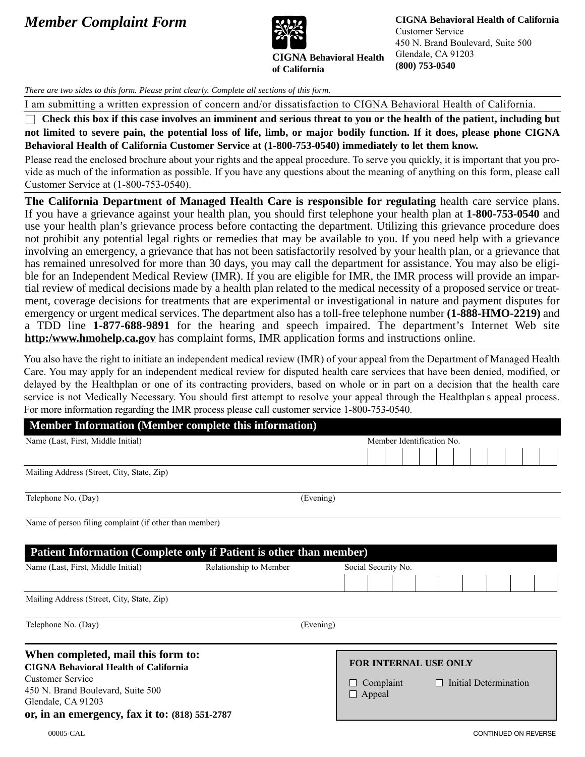# *Member Complaint Form*

**CIGNA Behavioral Health of California**

**CIGNA Behavioral Health of California**
Customer Service
450 N. Brand Boulevard, Suite 500
Glendale, CA 91203
**(800) 753-0540**

*There are two sides to this form. Please print clearly. Complete all sections of this form.*

I am submitting a written expression of concern and/or dissatisfaction to CIGNA Behavioral Health of California.

☐ **Check this box if this case involves an imminent and serious threat to you or the health of the patient, including but not limited to severe pain, the potential loss of life, limb, or major bodily function. If it does, please phone CIGNA Behavioral Health of California Customer Service at (1-800-753-0540) immediately to let them know.**

Please read the enclosed brochure about your rights and the appeal procedure. To serve you quickly, it is important that you provide as much of the information as possible. If you have any questions about the meaning of anything on this form, please call Customer Service at (1-800-753-0540).

**The California Department of Managed Health Care is responsible for regulating** health care service plans. If you have a grievance against your health plan, you should first telephone your health plan at **1-800-753-0540** and use your health plan's grievance process before contacting the department. Utilizing this grievance procedure does not prohibit any potential legal rights or remedies that may be available to you. If you need help with a grievance involving an emergency, a grievance that has not been satisfactorily resolved by your health plan, or a grievance that has remained unresolved for more than 30 days, you may call the department for assistance. You may also be eligible for an Independent Medical Review (IMR). If you are eligible for IMR, the IMR process will provide an impartial review of medical decisions made by a health plan related to the medical necessity of a proposed service or treatment, coverage decisions for treatments that are experimental or investigational in nature and payment disputes for emergency or urgent medical services. The department also has a toll-free telephone number **(1-888-HMO-2219)** and a TDD line **1-877-688-9891** for the hearing and speech impaired. The department's Internet Web site **http:/www.hmohelp.ca.gov** has complaint forms, IMR application forms and instructions online.

You also have the right to initiate an independent medical review (IMR) of your appeal from the Department of Managed Health Care. You may apply for an independent medical review for disputed health care services that have been denied, modified, or delayed by the Healthplan or one of its contracting providers, based on whole or in part on a decision that the health care service is not Medically Necessary. You should first attempt to resolve your appeal through the Healthplan s appeal process. For more information regarding the IMR process please call customer service 1-800-753-0540.

## Member Information (Member complete this information)

Name (Last, First, Middle Initial) ____________________ Member Identification No. ____________________

Mailing Address (Street, City, State, Zip) ____________________

Telephone No. (Day) ____________________ (Evening) ____________________

Name of person filing complaint (if other than member) ____________________

## Patient Information (Complete only if Patient is other than member)

Name (Last, First, Middle Initial) ____________________ Relationship to Member ____________________ Social Security No. ____________________

Mailing Address (Street, City, State, Zip) ____________________

Telephone No. (Day) ____________________ (Evening) ____________________

**When completed, mail this form to:**
**CIGNA Behavioral Health of California**
Customer Service
450 N. Brand Boulevard, Suite 500
Glendale, CA 91203
**or, in an emergency, fax it to: (818) 551-2787**

**FOR INTERNAL USE ONLY**

☐ Complaint ☐ Initial Determination
☐ Appeal

00005-CAL

CONTINUED ON REVERSE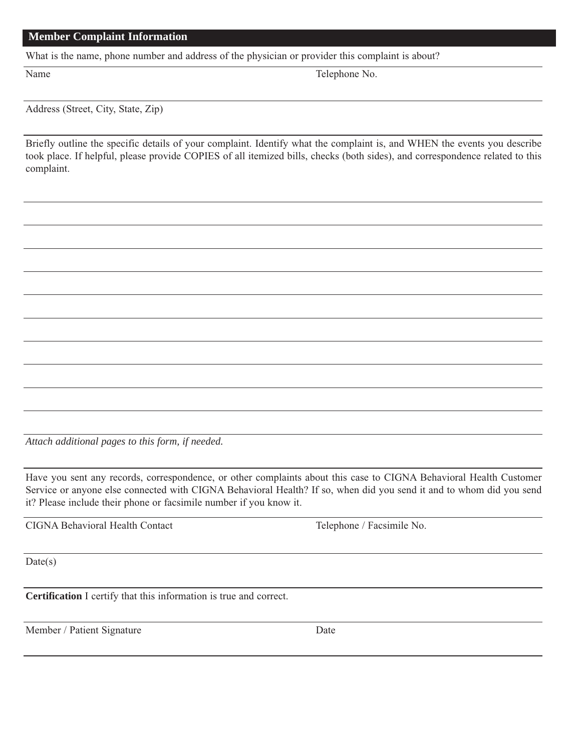## Member Complaint Information

What is the name, phone number and address of the physician or provider this complaint is about?

Name

Telephone No.

Address (Street, City, State, Zip)

Briefly outline the specific details of your complaint. Identify what the complaint is, and WHEN the events you describe took place. If helpful, please provide COPIES of all itemized bills, checks (both sides), and correspondence related to this complaint.

*Attach additional pages to this form, if needed.*

Have you sent any records, correspondence, or other complaints about this case to CIGNA Behavioral Health Customer Service or anyone else connected with CIGNA Behavioral Health? If so, when did you send it and to whom did you send it? Please include their phone or facsimile number if you know it.

CIGNA Behavioral Health Contact

Telephone / Facsimile No.

Date(s)

**Certification** I certify that this information is true and correct.

Member / Patient Signature

Date